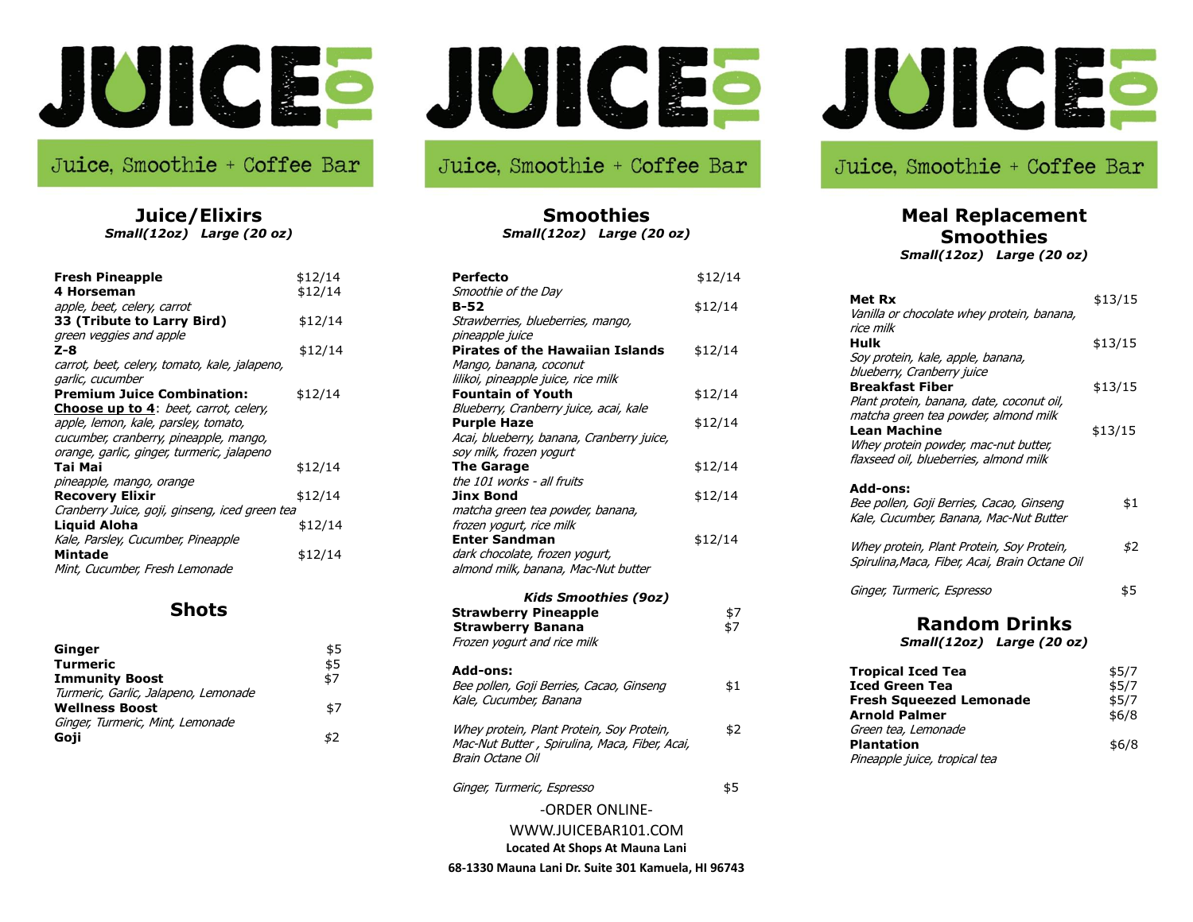# JUICE 101

Juice, Smoothie + Coffee Bar

## Juice/Elixirs

*Small(12oz) Large (20 oz)*

**Fresh Pineapple** $12/14

**4 Horseman** $12/14
*apple, beet, celery, carrot*

**33 (Tribute to Larry Bird)** $12/14
*green veggies and apple*

**Z-8** $12/14
*carrot, beet, celery, tomato, kale, jalapeno, garlic, cucumber*

**Premium Juice Combination:** $12/14
**Choose up to 4**: *beet, carrot, celery, apple, lemon, kale, parsley, tomato, cucumber, cranberry, pineapple, mango, orange, garlic, ginger, turmeric, jalapeno*

**Tai Mai** $12/14
*pineapple, mango, orange*

**Recovery Elixir** $12/14
*Cranberry Juice, goji, ginseng, iced green tea*

**Liquid Aloha** $12/14
*Kale, Parsley, Cucumber, Pineapple*

**Mintade** $12/14
*Mint, Cucumber, Fresh Lemonade*

## Shots

**Ginger** $5

**Turmeric** $5

**Immunity Boost** $7
*Turmeric, Garlic, Jalapeno, Lemonade*

**Wellness Boost** $7
*Ginger, Turmeric, Mint, Lemonade*

**Goji** $2

## Smoothies

*Small(12oz) Large (20 oz)*

**Perfecto** $12/14
*Smoothie of the Day*

**B-52** $12/14
*Strawberries, blueberries, mango, pineapple juice*

**Pirates of the Hawaiian Islands** $12/14
*Mango, banana, coconut lilikoi, pineapple juice, rice milk*

**Fountain of Youth** $12/14
*Blueberry, Cranberry juice, acai, kale*

**Purple Haze** $12/14
*Acai, blueberry, banana, Cranberry juice, soy milk, frozen yogurt*

**The Garage** $12/14
*the 101 works - all fruits*

**Jinx Bond** $12/14
*matcha green tea powder, banana, frozen yogurt, rice milk*

**Enter Sandman** $12/14
*dark chocolate, frozen yogurt, almond milk, banana, Mac-Nut butter*

### *Kids Smoothies (9oz)*

**Strawberry Pineapple** $7

**Strawberry Banana** $7
*Frozen yogurt and rice milk*

**Add-ons:**

*Bee pollen, Goji Berries, Cacao, Ginseng Kale, Cucumber, Banana* $1

*Whey protein, Plant Protein, Soy Protein, Mac-Nut Butter , Spirulina, Maca, Fiber, Acai, Brain Octane Oil* $2

*Ginger, Turmeric, Espresso* $5

-ORDER ONLINE-

WWW.JUICEBAR101.COM

**Located At Shops At Mauna Lani**

**68-1330 Mauna Lani Dr. Suite 301 Kamuela, HI 96743**

## Meal Replacement Smoothies

*Small(12oz) Large (20 oz)*

**Met Rx** $13/15
*Vanilla or chocolate whey protein, banana, rice milk*

**Hulk** $13/15
*Soy protein, kale, apple, banana, blueberry, Cranberry juice*

**Breakfast Fiber** $13/15
*Plant protein, banana, date, coconut oil, matcha green tea powder, almond milk*

**Lean Machine** $13/15
*Whey protein powder, mac-nut butter, flaxseed oil, blueberries, almond milk*

**Add-ons:**

*Bee pollen, Goji Berries, Cacao, Ginseng Kale, Cucumber, Banana, Mac-Nut Butter* $1

*Whey protein, Plant Protein, Soy Protein, Spirulina,Maca, Fiber, Acai, Brain Octane Oil* $2

*Ginger, Turmeric, Espresso* $5

## Random Drinks

*Small(12oz) Large (20 oz)*

**Tropical Iced Tea** $5/7

**Iced Green Tea** $5/7

**Fresh Squeezed Lemonade** $5/7

**Arnold Palmer** $6/8
*Green tea, Lemonade*

**Plantation** $6/8
*Pineapple juice, tropical tea*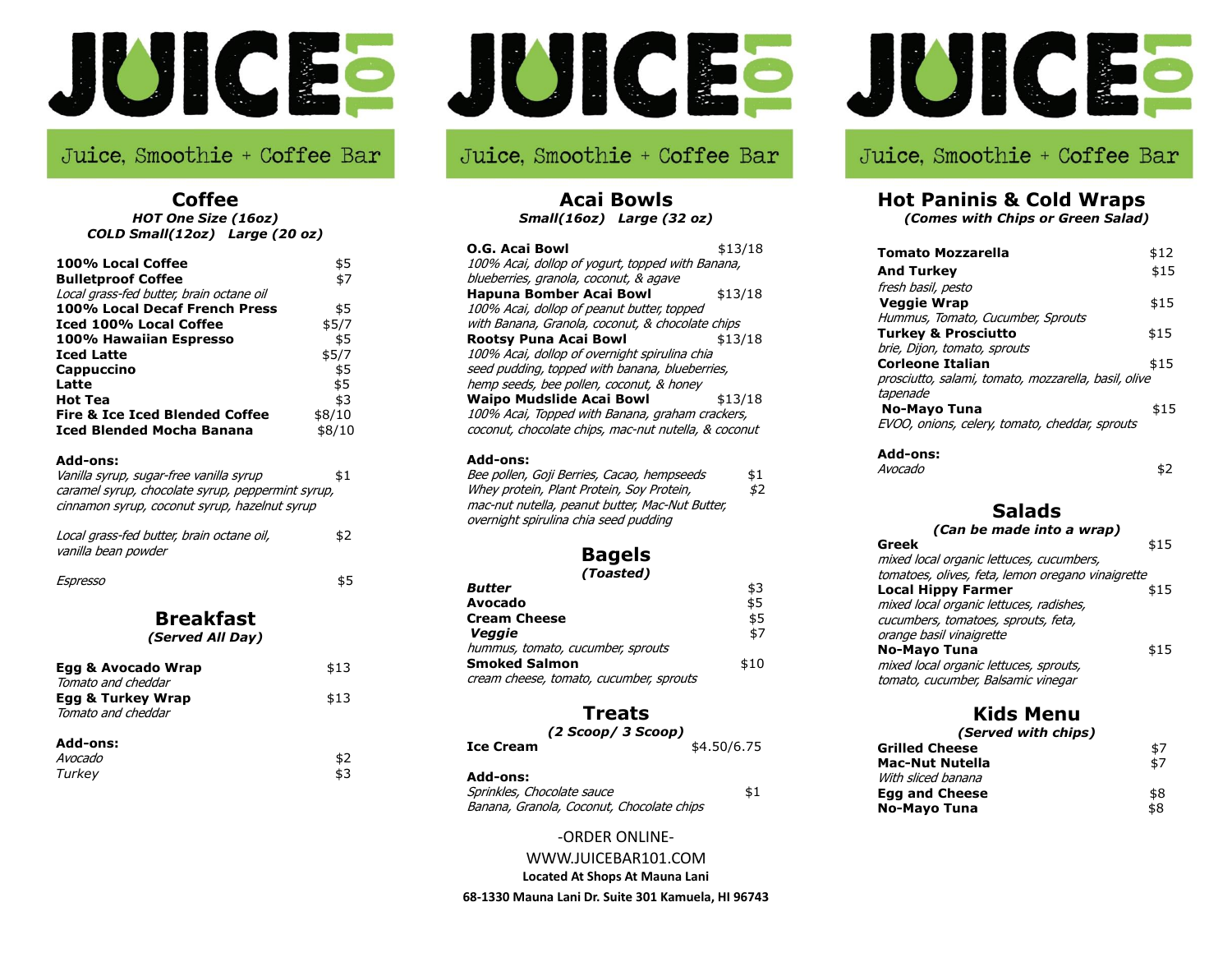# JUICE 101

Juice, Smoothie + Coffee Bar

## Coffee

***HOT One Size (16oz)***
***COLD Small(12oz) Large (20 oz)***

| | |
|---|---|
| **100% Local Coffee** | $5 |
| **Bulletproof Coffee** | $7 |
| *Local grass-fed butter, brain octane oil* | |
| **100% Local Decaf French Press** | $5 |
| **Iced 100% Local Coffee** | $5/7 |
| **100% Hawaiian Espresso** | $5 |
| **Iced Latte** | $5/7 |
| **Cappuccino** | $5 |
| **Latte** | $5 |
| **Hot Tea** | $3 |
| **Fire & Ice Iced Blended Coffee** | $8/10 |
| **Iced Blended Mocha Banana** | $8/10 |

**Add-ons:**

| | |
|---|---|
| *Vanilla syrup, sugar-free vanilla syrup caramel syrup, chocolate syrup, peppermint syrup, cinnamon syrup, coconut syrup, hazelnut syrup* | $1 |
| *Local grass-fed butter, brain octane oil, vanilla bean powder* | $2 |
| *Espresso* | $5 |

## Breakfast

***(Served All Day)***

| | |
|---|---|
| **Egg & Avocado Wrap** | $13 |
| *Tomato and cheddar* | |
| **Egg & Turkey Wrap** | $13 |
| *Tomato and cheddar* | |

**Add-ons:**

| | |
|---|---|
| *Avocado* | $2 |
| *Turkey* | $3 |

## Acai Bowls

***Small(16oz) Large (32 oz)***

| | |
|---|---|
| **O.G. Acai Bowl** | $13/18 |
| *100% Acai, dollop of yogurt, topped with Banana, blueberries, granola, coconut, & agave* | |
| **Hapuna Bomber Acai Bowl** | $13/18 |
| *100% Acai, dollop of peanut butter, topped with Banana, Granola, coconut, & chocolate chips* | |
| **Rootsy Puna Acai Bowl** | $13/18 |
| *100% Acai, dollop of overnight spirulina chia seed pudding, topped with banana, blueberries, hemp seeds, bee pollen, coconut, & honey* | |
| **Waipo Mudslide Acai Bowl** | $13/18 |
| *100% Acai, Topped with Banana, graham crackers, coconut, chocolate chips, mac-nut nutella, & coconut* | |

**Add-ons:**

| | |
|---|---|
| *Bee pollen, Goji Berries, Cacao, hempseeds* | $1 |
| *Whey protein, Plant Protein, Soy Protein, mac-nut nutella, peanut butter, Mac-Nut Butter, overnight spirulina chia seed pudding* | $2 |

## Bagels

***(Toasted)***

| | |
|---|---|
| ***Butter*** | $3 |
| **Avocado** | $5 |
| **Cream Cheese** | $5 |
| ***Veggie*** | $7 |
| *hummus, tomato, cucumber, sprouts* | |
| **Smoked Salmon** | $10 |
| *cream cheese, tomato, cucumber, sprouts* | |

## Treats

***(2 Scoop/ 3 Scoop)***

| | |
|---|---|
| **Ice Cream** | $4.50/6.75 |

**Add-ons:**

| | |
|---|---|
| *Sprinkles, Chocolate sauce Banana, Granola, Coconut, Chocolate chips* | $1 |

-ORDER ONLINE-
WWW.JUICEBAR101.COM
**Located At Shops At Mauna Lani**
**68-1330 Mauna Lani Dr. Suite 301 Kamuela, HI 96743**

## Hot Paninis & Cold Wraps

***(Comes with Chips or Green Salad)***

| | |
|---|---|
| **Tomato Mozzarella** | $12 |
| **And Turkey** | $15 |
| *fresh basil, pesto* | |
| **Veggie Wrap** | $15 |
| *Hummus, Tomato, Cucumber, Sprouts* | |
| **Turkey & Prosciutto** | $15 |
| *brie, Dijon, tomato, sprouts* | |
| **Corleone Italian** | $15 |
| *prosciutto, salami, tomato, mozzarella, basil, olive tapenade* | |
| **No-Mayo Tuna** | $15 |
| *EVOO, onions, celery, tomato, cheddar, sprouts* | |

**Add-ons:**

| | |
|---|---|
| *Avocado* | $2 |

## Salads

***(Can be made into a wrap)***

| | |
|---|---|
| **Greek** | $15 |
| *mixed local organic lettuces, cucumbers, tomatoes, olives, feta, lemon oregano vinaigrette* | |
| **Local Hippy Farmer** | $15 |
| *mixed local organic lettuces, radishes, cucumbers, tomatoes, sprouts, feta, orange basil vinaigrette* | |
| **No-Mayo Tuna** | $15 |
| *mixed local organic lettuces, sprouts, tomato, cucumber, Balsamic vinegar* | |

## Kids Menu

***(Served with chips)***

| | |
|---|---|
| **Grilled Cheese** | $7 |
| **Mac-Nut Nutella** | $7 |
| *With sliced banana* | |
| **Egg and Cheese** | $8 |
| **No-Mayo Tuna** | $8 |